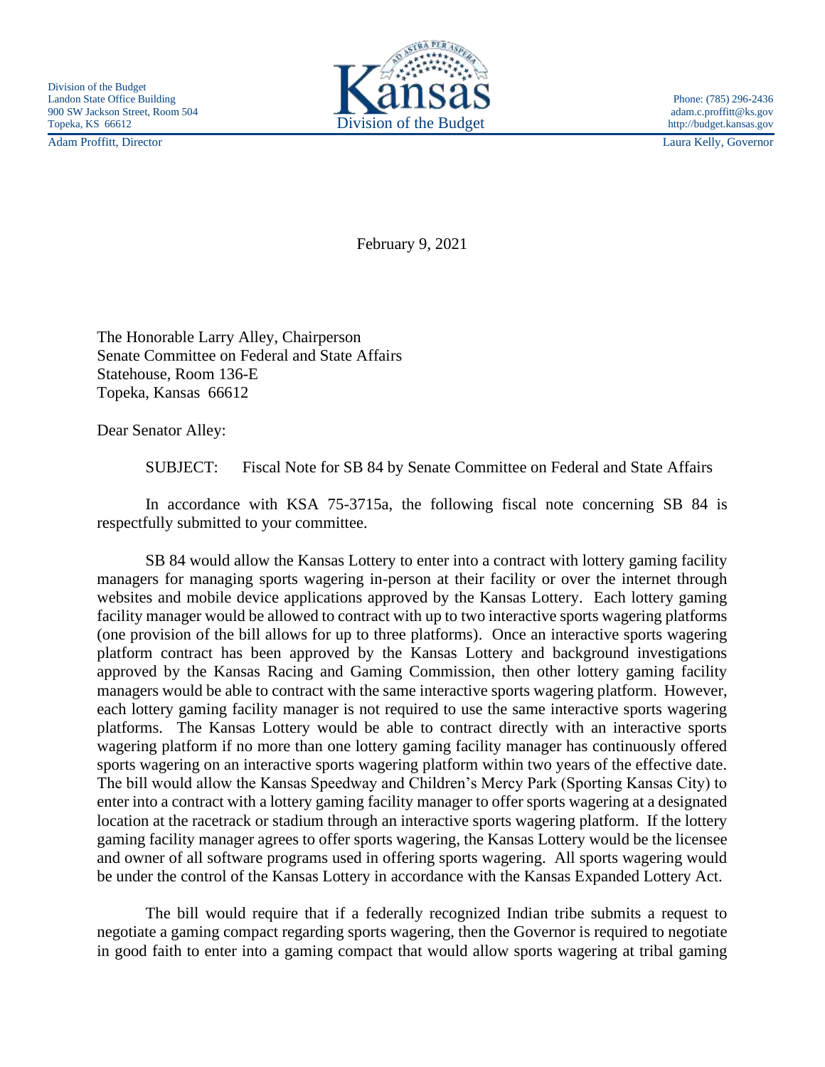Division of the Budget
Landon State Office Building
900 SW Jackson Street, Room 504
Topeka, KS 66612

Kansas
Division of the Budget

Phone: (785) 296-2436
adam.c.proffitt@ks.gov
http://budget.kansas.gov

Adam Proffitt, Director

Laura Kelly, Governor

February 9, 2021

The Honorable Larry Alley, Chairperson
Senate Committee on Federal and State Affairs
Statehouse, Room 136-E
Topeka, Kansas 66612

Dear Senator Alley:

SUBJECT: Fiscal Note for SB 84 by Senate Committee on Federal and State Affairs

In accordance with KSA 75-3715a, the following fiscal note concerning SB 84 is respectfully submitted to your committee.

SB 84 would allow the Kansas Lottery to enter into a contract with lottery gaming facility managers for managing sports wagering in-person at their facility or over the internet through websites and mobile device applications approved by the Kansas Lottery. Each lottery gaming facility manager would be allowed to contract with up to two interactive sports wagering platforms (one provision of the bill allows for up to three platforms). Once an interactive sports wagering platform contract has been approved by the Kansas Lottery and background investigations approved by the Kansas Racing and Gaming Commission, then other lottery gaming facility managers would be able to contract with the same interactive sports wagering platform. However, each lottery gaming facility manager is not required to use the same interactive sports wagering platforms. The Kansas Lottery would be able to contract directly with an interactive sports wagering platform if no more than one lottery gaming facility manager has continuously offered sports wagering on an interactive sports wagering platform within two years of the effective date. The bill would allow the Kansas Speedway and Children's Mercy Park (Sporting Kansas City) to enter into a contract with a lottery gaming facility manager to offer sports wagering at a designated location at the racetrack or stadium through an interactive sports wagering platform. If the lottery gaming facility manager agrees to offer sports wagering, the Kansas Lottery would be the licensee and owner of all software programs used in offering sports wagering. All sports wagering would be under the control of the Kansas Lottery in accordance with the Kansas Expanded Lottery Act.

The bill would require that if a federally recognized Indian tribe submits a request to negotiate a gaming compact regarding sports wagering, then the Governor is required to negotiate in good faith to enter into a gaming compact that would allow sports wagering at tribal gaming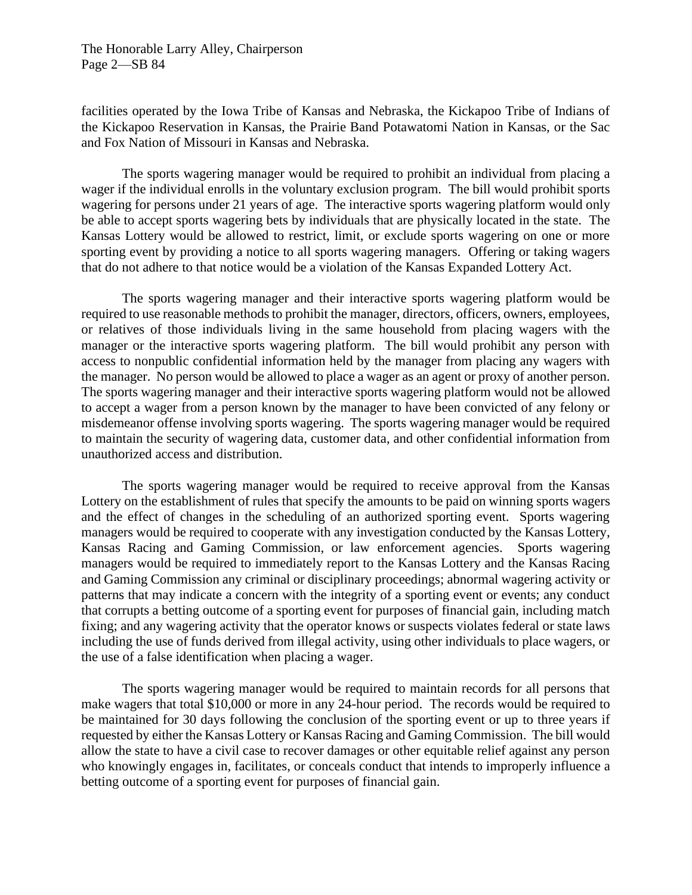facilities operated by the Iowa Tribe of Kansas and Nebraska, the Kickapoo Tribe of Indians of the Kickapoo Reservation in Kansas, the Prairie Band Potawatomi Nation in Kansas, or the Sac and Fox Nation of Missouri in Kansas and Nebraska.

The sports wagering manager would be required to prohibit an individual from placing a wager if the individual enrolls in the voluntary exclusion program. The bill would prohibit sports wagering for persons under 21 years of age. The interactive sports wagering platform would only be able to accept sports wagering bets by individuals that are physically located in the state. The Kansas Lottery would be allowed to restrict, limit, or exclude sports wagering on one or more sporting event by providing a notice to all sports wagering managers. Offering or taking wagers that do not adhere to that notice would be a violation of the Kansas Expanded Lottery Act.

The sports wagering manager and their interactive sports wagering platform would be required to use reasonable methods to prohibit the manager, directors, officers, owners, employees, or relatives of those individuals living in the same household from placing wagers with the manager or the interactive sports wagering platform. The bill would prohibit any person with access to nonpublic confidential information held by the manager from placing any wagers with the manager. No person would be allowed to place a wager as an agent or proxy of another person. The sports wagering manager and their interactive sports wagering platform would not be allowed to accept a wager from a person known by the manager to have been convicted of any felony or misdemeanor offense involving sports wagering. The sports wagering manager would be required to maintain the security of wagering data, customer data, and other confidential information from unauthorized access and distribution.

The sports wagering manager would be required to receive approval from the Kansas Lottery on the establishment of rules that specify the amounts to be paid on winning sports wagers and the effect of changes in the scheduling of an authorized sporting event. Sports wagering managers would be required to cooperate with any investigation conducted by the Kansas Lottery, Kansas Racing and Gaming Commission, or law enforcement agencies. Sports wagering managers would be required to immediately report to the Kansas Lottery and the Kansas Racing and Gaming Commission any criminal or disciplinary proceedings; abnormal wagering activity or patterns that may indicate a concern with the integrity of a sporting event or events; any conduct that corrupts a betting outcome of a sporting event for purposes of financial gain, including match fixing; and any wagering activity that the operator knows or suspects violates federal or state laws including the use of funds derived from illegal activity, using other individuals to place wagers, or the use of a false identification when placing a wager.

The sports wagering manager would be required to maintain records for all persons that make wagers that total $10,000 or more in any 24-hour period. The records would be required to be maintained for 30 days following the conclusion of the sporting event or up to three years if requested by either the Kansas Lottery or Kansas Racing and Gaming Commission. The bill would allow the state to have a civil case to recover damages or other equitable relief against any person who knowingly engages in, facilitates, or conceals conduct that intends to improperly influence a betting outcome of a sporting event for purposes of financial gain.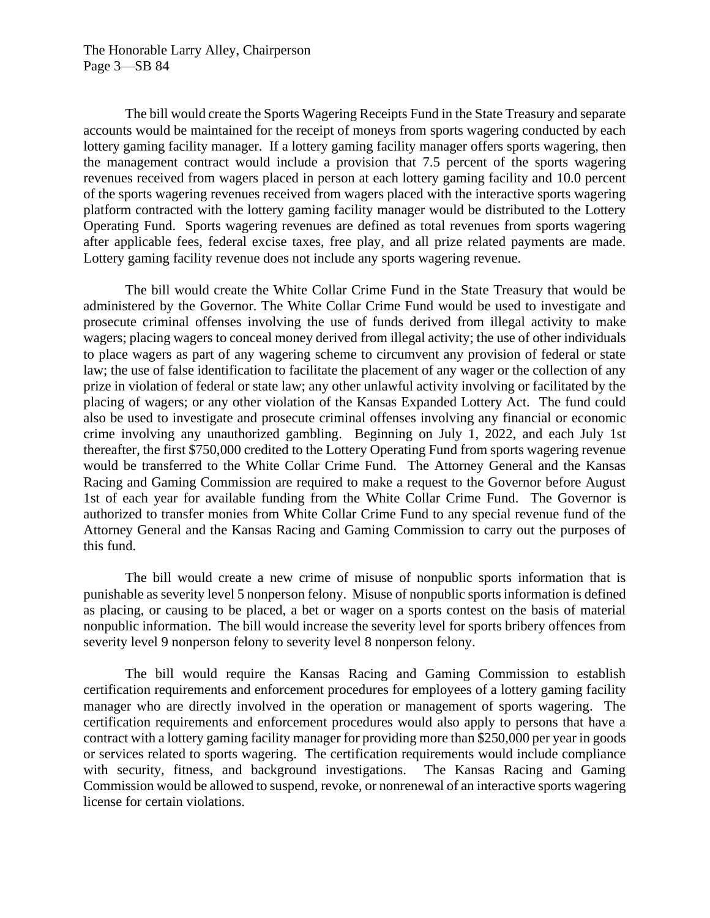The bill would create the Sports Wagering Receipts Fund in the State Treasury and separate accounts would be maintained for the receipt of moneys from sports wagering conducted by each lottery gaming facility manager. If a lottery gaming facility manager offers sports wagering, then the management contract would include a provision that 7.5 percent of the sports wagering revenues received from wagers placed in person at each lottery gaming facility and 10.0 percent of the sports wagering revenues received from wagers placed with the interactive sports wagering platform contracted with the lottery gaming facility manager would be distributed to the Lottery Operating Fund. Sports wagering revenues are defined as total revenues from sports wagering after applicable fees, federal excise taxes, free play, and all prize related payments are made. Lottery gaming facility revenue does not include any sports wagering revenue.

The bill would create the White Collar Crime Fund in the State Treasury that would be administered by the Governor. The White Collar Crime Fund would be used to investigate and prosecute criminal offenses involving the use of funds derived from illegal activity to make wagers; placing wagers to conceal money derived from illegal activity; the use of other individuals to place wagers as part of any wagering scheme to circumvent any provision of federal or state law; the use of false identification to facilitate the placement of any wager or the collection of any prize in violation of federal or state law; any other unlawful activity involving or facilitated by the placing of wagers; or any other violation of the Kansas Expanded Lottery Act. The fund could also be used to investigate and prosecute criminal offenses involving any financial or economic crime involving any unauthorized gambling. Beginning on July 1, 2022, and each July 1st thereafter, the first $750,000 credited to the Lottery Operating Fund from sports wagering revenue would be transferred to the White Collar Crime Fund. The Attorney General and the Kansas Racing and Gaming Commission are required to make a request to the Governor before August 1st of each year for available funding from the White Collar Crime Fund. The Governor is authorized to transfer monies from White Collar Crime Fund to any special revenue fund of the Attorney General and the Kansas Racing and Gaming Commission to carry out the purposes of this fund.

The bill would create a new crime of misuse of nonpublic sports information that is punishable as severity level 5 nonperson felony. Misuse of nonpublic sports information is defined as placing, or causing to be placed, a bet or wager on a sports contest on the basis of material nonpublic information. The bill would increase the severity level for sports bribery offences from severity level 9 nonperson felony to severity level 8 nonperson felony.

The bill would require the Kansas Racing and Gaming Commission to establish certification requirements and enforcement procedures for employees of a lottery gaming facility manager who are directly involved in the operation or management of sports wagering. The certification requirements and enforcement procedures would also apply to persons that have a contract with a lottery gaming facility manager for providing more than $250,000 per year in goods or services related to sports wagering. The certification requirements would include compliance with security, fitness, and background investigations. The Kansas Racing and Gaming Commission would be allowed to suspend, revoke, or nonrenewal of an interactive sports wagering license for certain violations.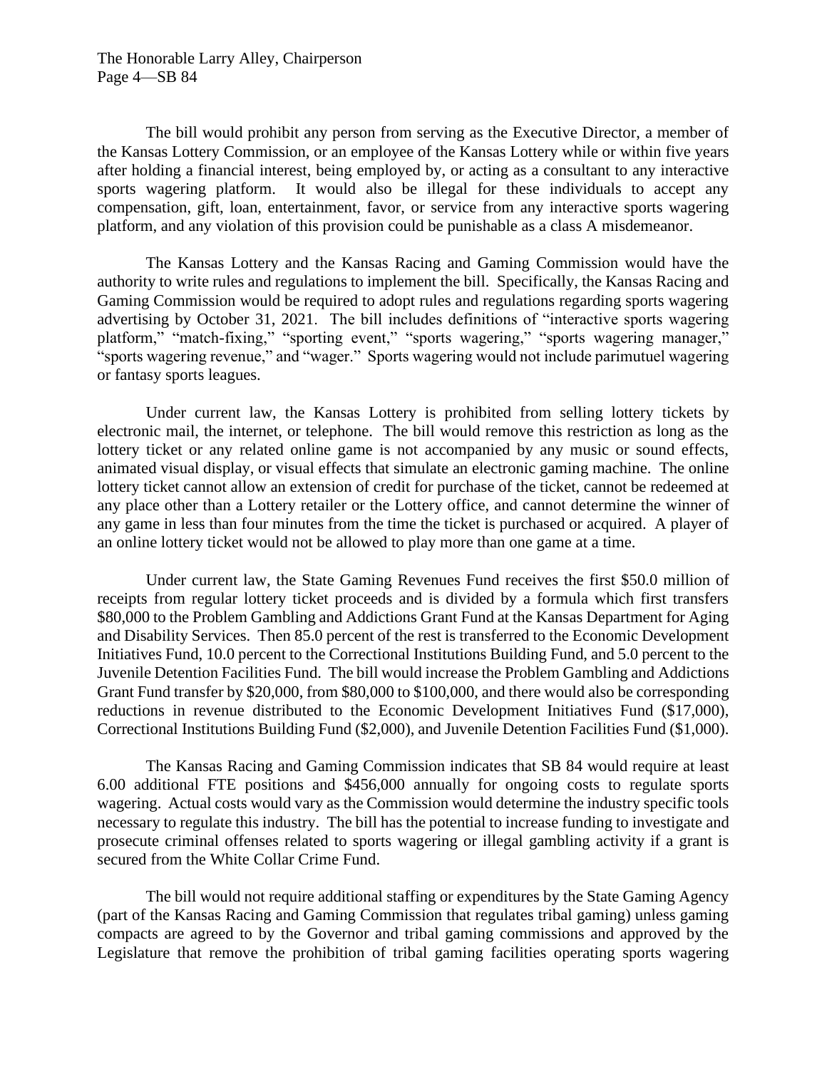The bill would prohibit any person from serving as the Executive Director, a member of the Kansas Lottery Commission, or an employee of the Kansas Lottery while or within five years after holding a financial interest, being employed by, or acting as a consultant to any interactive sports wagering platform. It would also be illegal for these individuals to accept any compensation, gift, loan, entertainment, favor, or service from any interactive sports wagering platform, and any violation of this provision could be punishable as a class A misdemeanor.

The Kansas Lottery and the Kansas Racing and Gaming Commission would have the authority to write rules and regulations to implement the bill. Specifically, the Kansas Racing and Gaming Commission would be required to adopt rules and regulations regarding sports wagering advertising by October 31, 2021. The bill includes definitions of "interactive sports wagering platform," "match-fixing," "sporting event," "sports wagering," "sports wagering manager," "sports wagering revenue," and "wager." Sports wagering would not include parimutuel wagering or fantasy sports leagues.

Under current law, the Kansas Lottery is prohibited from selling lottery tickets by electronic mail, the internet, or telephone. The bill would remove this restriction as long as the lottery ticket or any related online game is not accompanied by any music or sound effects, animated visual display, or visual effects that simulate an electronic gaming machine. The online lottery ticket cannot allow an extension of credit for purchase of the ticket, cannot be redeemed at any place other than a Lottery retailer or the Lottery office, and cannot determine the winner of any game in less than four minutes from the time the ticket is purchased or acquired. A player of an online lottery ticket would not be allowed to play more than one game at a time.

Under current law, the State Gaming Revenues Fund receives the first $50.0 million of receipts from regular lottery ticket proceeds and is divided by a formula which first transfers $80,000 to the Problem Gambling and Addictions Grant Fund at the Kansas Department for Aging and Disability Services. Then 85.0 percent of the rest is transferred to the Economic Development Initiatives Fund, 10.0 percent to the Correctional Institutions Building Fund, and 5.0 percent to the Juvenile Detention Facilities Fund. The bill would increase the Problem Gambling and Addictions Grant Fund transfer by $20,000, from $80,000 to $100,000, and there would also be corresponding reductions in revenue distributed to the Economic Development Initiatives Fund ($17,000), Correctional Institutions Building Fund ($2,000), and Juvenile Detention Facilities Fund ($1,000).

The Kansas Racing and Gaming Commission indicates that SB 84 would require at least 6.00 additional FTE positions and $456,000 annually for ongoing costs to regulate sports wagering. Actual costs would vary as the Commission would determine the industry specific tools necessary to regulate this industry. The bill has the potential to increase funding to investigate and prosecute criminal offenses related to sports wagering or illegal gambling activity if a grant is secured from the White Collar Crime Fund.

The bill would not require additional staffing or expenditures by the State Gaming Agency (part of the Kansas Racing and Gaming Commission that regulates tribal gaming) unless gaming compacts are agreed to by the Governor and tribal gaming commissions and approved by the Legislature that remove the prohibition of tribal gaming facilities operating sports wagering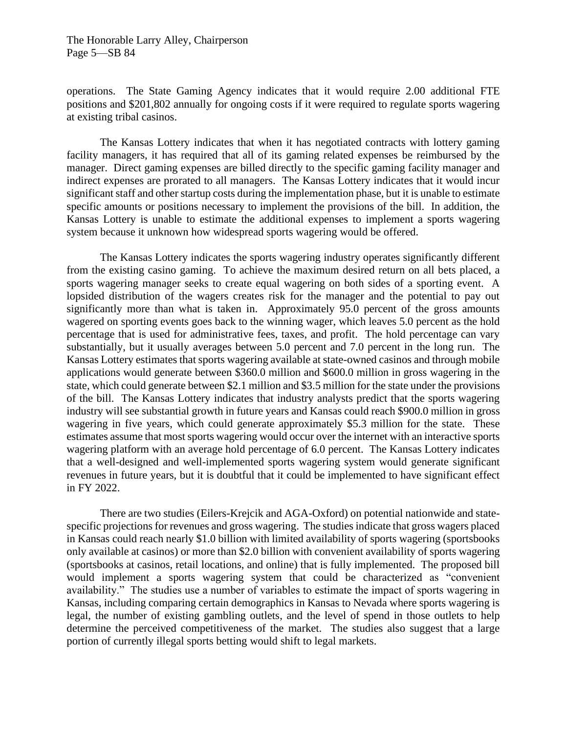operations. The State Gaming Agency indicates that it would require 2.00 additional FTE positions and $201,802 annually for ongoing costs if it were required to regulate sports wagering at existing tribal casinos.

The Kansas Lottery indicates that when it has negotiated contracts with lottery gaming facility managers, it has required that all of its gaming related expenses be reimbursed by the manager. Direct gaming expenses are billed directly to the specific gaming facility manager and indirect expenses are prorated to all managers. The Kansas Lottery indicates that it would incur significant staff and other startup costs during the implementation phase, but it is unable to estimate specific amounts or positions necessary to implement the provisions of the bill. In addition, the Kansas Lottery is unable to estimate the additional expenses to implement a sports wagering system because it unknown how widespread sports wagering would be offered.

The Kansas Lottery indicates the sports wagering industry operates significantly different from the existing casino gaming. To achieve the maximum desired return on all bets placed, a sports wagering manager seeks to create equal wagering on both sides of a sporting event. A lopsided distribution of the wagers creates risk for the manager and the potential to pay out significantly more than what is taken in. Approximately 95.0 percent of the gross amounts wagered on sporting events goes back to the winning wager, which leaves 5.0 percent as the hold percentage that is used for administrative fees, taxes, and profit. The hold percentage can vary substantially, but it usually averages between 5.0 percent and 7.0 percent in the long run. The Kansas Lottery estimates that sports wagering available at state-owned casinos and through mobile applications would generate between $360.0 million and $600.0 million in gross wagering in the state, which could generate between $2.1 million and $3.5 million for the state under the provisions of the bill. The Kansas Lottery indicates that industry analysts predict that the sports wagering industry will see substantial growth in future years and Kansas could reach $900.0 million in gross wagering in five years, which could generate approximately $5.3 million for the state. These estimates assume that most sports wagering would occur over the internet with an interactive sports wagering platform with an average hold percentage of 6.0 percent. The Kansas Lottery indicates that a well-designed and well-implemented sports wagering system would generate significant revenues in future years, but it is doubtful that it could be implemented to have significant effect in FY 2022.

There are two studies (Eilers-Krejcik and AGA-Oxford) on potential nationwide and state-specific projections for revenues and gross wagering. The studies indicate that gross wagers placed in Kansas could reach nearly $1.0 billion with limited availability of sports wagering (sportsbooks only available at casinos) or more than $2.0 billion with convenient availability of sports wagering (sportsbooks at casinos, retail locations, and online) that is fully implemented. The proposed bill would implement a sports wagering system that could be characterized as "convenient availability." The studies use a number of variables to estimate the impact of sports wagering in Kansas, including comparing certain demographics in Kansas to Nevada where sports wagering is legal, the number of existing gambling outlets, and the level of spend in those outlets to help determine the perceived competitiveness of the market. The studies also suggest that a large portion of currently illegal sports betting would shift to legal markets.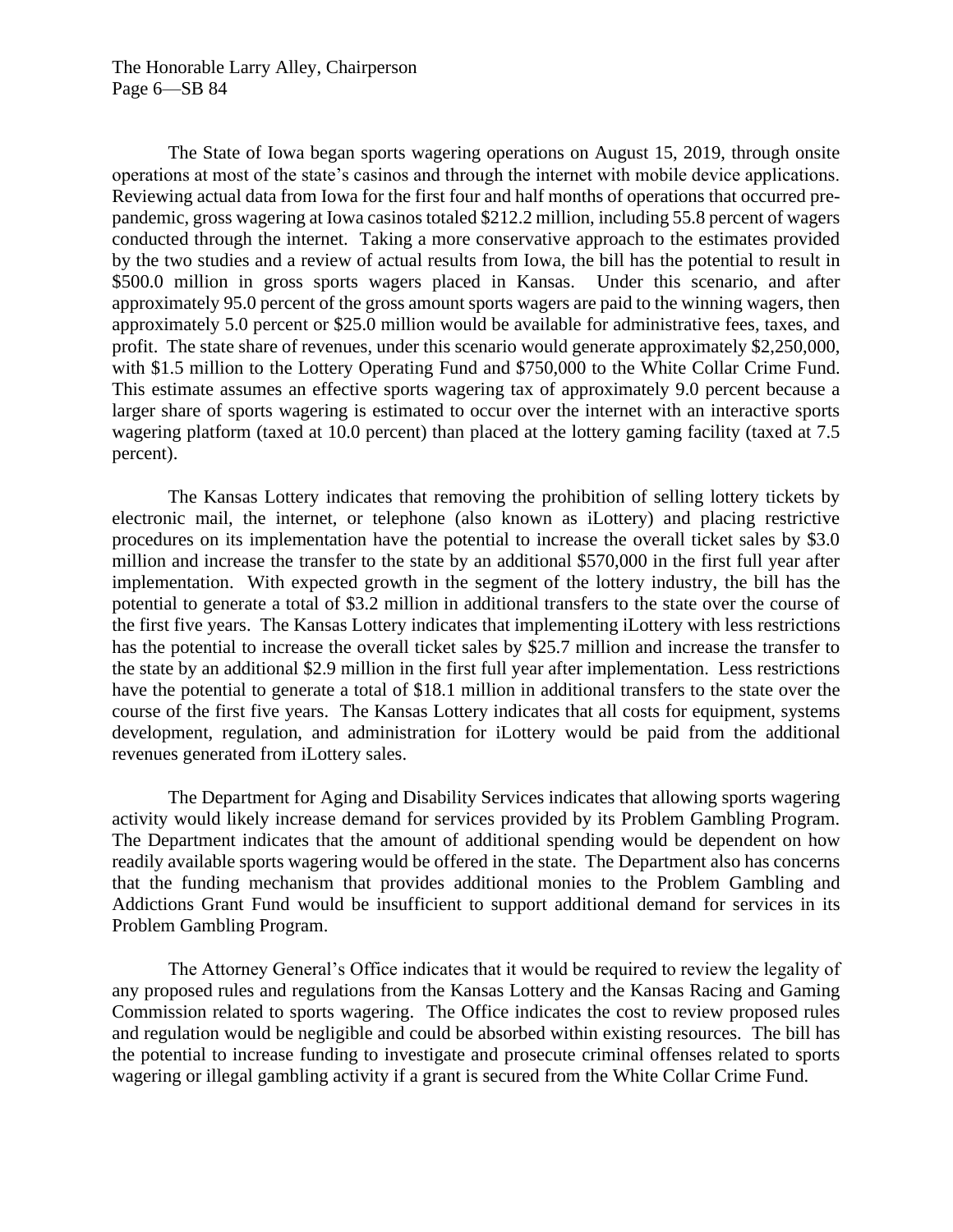The State of Iowa began sports wagering operations on August 15, 2019, through onsite operations at most of the state's casinos and through the internet with mobile device applications. Reviewing actual data from Iowa for the first four and half months of operations that occurred pre-pandemic, gross wagering at Iowa casinos totaled \$212.2 million, including 55.8 percent of wagers conducted through the internet. Taking a more conservative approach to the estimates provided by the two studies and a review of actual results from Iowa, the bill has the potential to result in \$500.0 million in gross sports wagers placed in Kansas. Under this scenario, and after approximately 95.0 percent of the gross amount sports wagers are paid to the winning wagers, then approximately 5.0 percent or \$25.0 million would be available for administrative fees, taxes, and profit. The state share of revenues, under this scenario would generate approximately \$2,250,000, with \$1.5 million to the Lottery Operating Fund and \$750,000 to the White Collar Crime Fund. This estimate assumes an effective sports wagering tax of approximately 9.0 percent because a larger share of sports wagering is estimated to occur over the internet with an interactive sports wagering platform (taxed at 10.0 percent) than placed at the lottery gaming facility (taxed at 7.5 percent).

The Kansas Lottery indicates that removing the prohibition of selling lottery tickets by electronic mail, the internet, or telephone (also known as iLottery) and placing restrictive procedures on its implementation have the potential to increase the overall ticket sales by \$3.0 million and increase the transfer to the state by an additional \$570,000 in the first full year after implementation. With expected growth in the segment of the lottery industry, the bill has the potential to generate a total of \$3.2 million in additional transfers to the state over the course of the first five years. The Kansas Lottery indicates that implementing iLottery with less restrictions has the potential to increase the overall ticket sales by \$25.7 million and increase the transfer to the state by an additional \$2.9 million in the first full year after implementation. Less restrictions have the potential to generate a total of \$18.1 million in additional transfers to the state over the course of the first five years. The Kansas Lottery indicates that all costs for equipment, systems development, regulation, and administration for iLottery would be paid from the additional revenues generated from iLottery sales.

The Department for Aging and Disability Services indicates that allowing sports wagering activity would likely increase demand for services provided by its Problem Gambling Program. The Department indicates that the amount of additional spending would be dependent on how readily available sports wagering would be offered in the state. The Department also has concerns that the funding mechanism that provides additional monies to the Problem Gambling and Addictions Grant Fund would be insufficient to support additional demand for services in its Problem Gambling Program.

The Attorney General's Office indicates that it would be required to review the legality of any proposed rules and regulations from the Kansas Lottery and the Kansas Racing and Gaming Commission related to sports wagering. The Office indicates the cost to review proposed rules and regulation would be negligible and could be absorbed within existing resources. The bill has the potential to increase funding to investigate and prosecute criminal offenses related to sports wagering or illegal gambling activity if a grant is secured from the White Collar Crime Fund.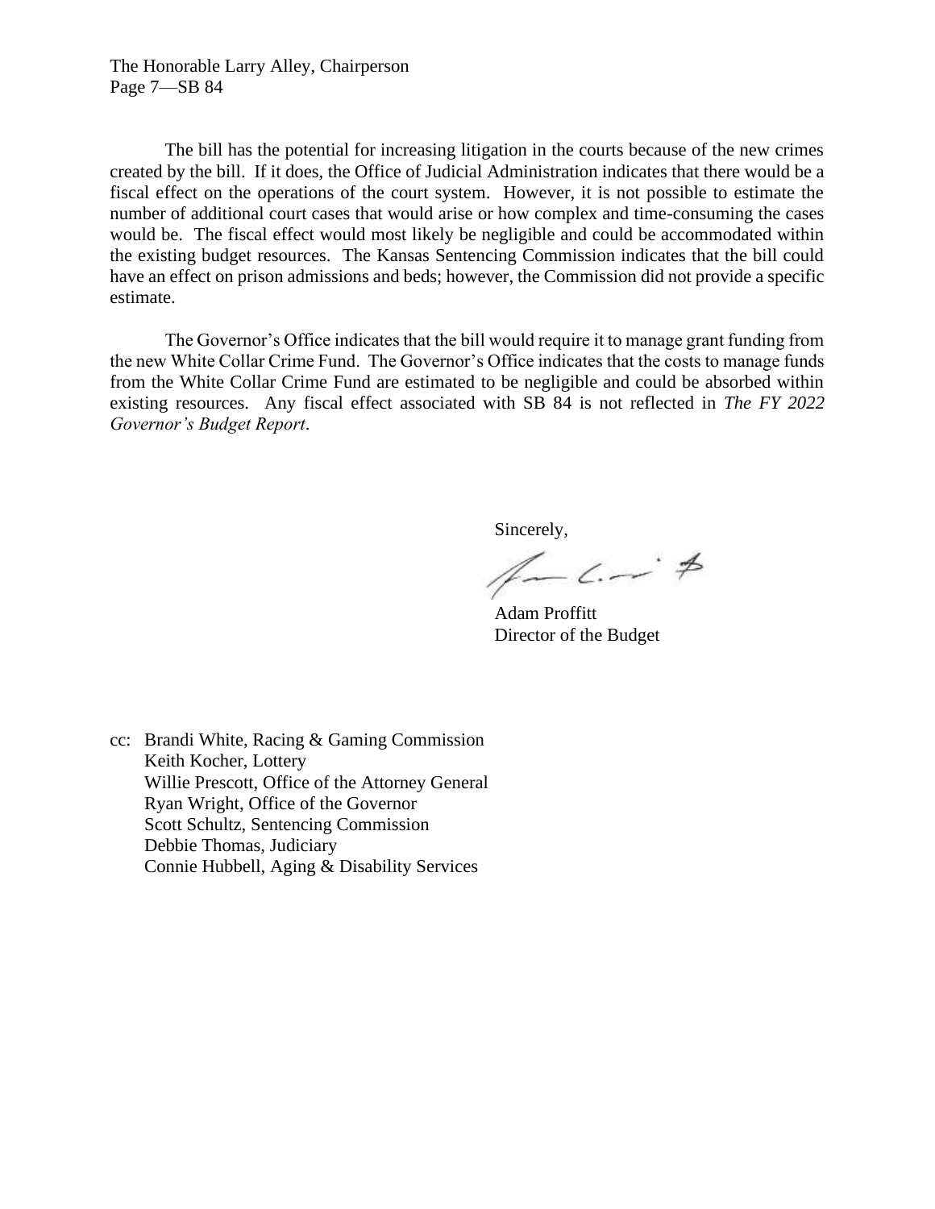The bill has the potential for increasing litigation in the courts because of the new crimes created by the bill. If it does, the Office of Judicial Administration indicates that there would be a fiscal effect on the operations of the court system. However, it is not possible to estimate the number of additional court cases that would arise or how complex and time-consuming the cases would be. The fiscal effect would most likely be negligible and could be accommodated within the existing budget resources. The Kansas Sentencing Commission indicates that the bill could have an effect on prison admissions and beds; however, the Commission did not provide a specific estimate.

The Governor's Office indicates that the bill would require it to manage grant funding from the new White Collar Crime Fund. The Governor's Office indicates that the costs to manage funds from the White Collar Crime Fund are estimated to be negligible and could be absorbed within existing resources. Any fiscal effect associated with SB 84 is not reflected in *The FY 2022 Governor's Budget Report*.

Sincerely,

Adam Proffitt
Director of the Budget

cc: Brandi White, Racing & Gaming Commission
Keith Kocher, Lottery
Willie Prescott, Office of the Attorney General
Ryan Wright, Office of the Governor
Scott Schultz, Sentencing Commission
Debbie Thomas, Judiciary
Connie Hubbell, Aging & Disability Services